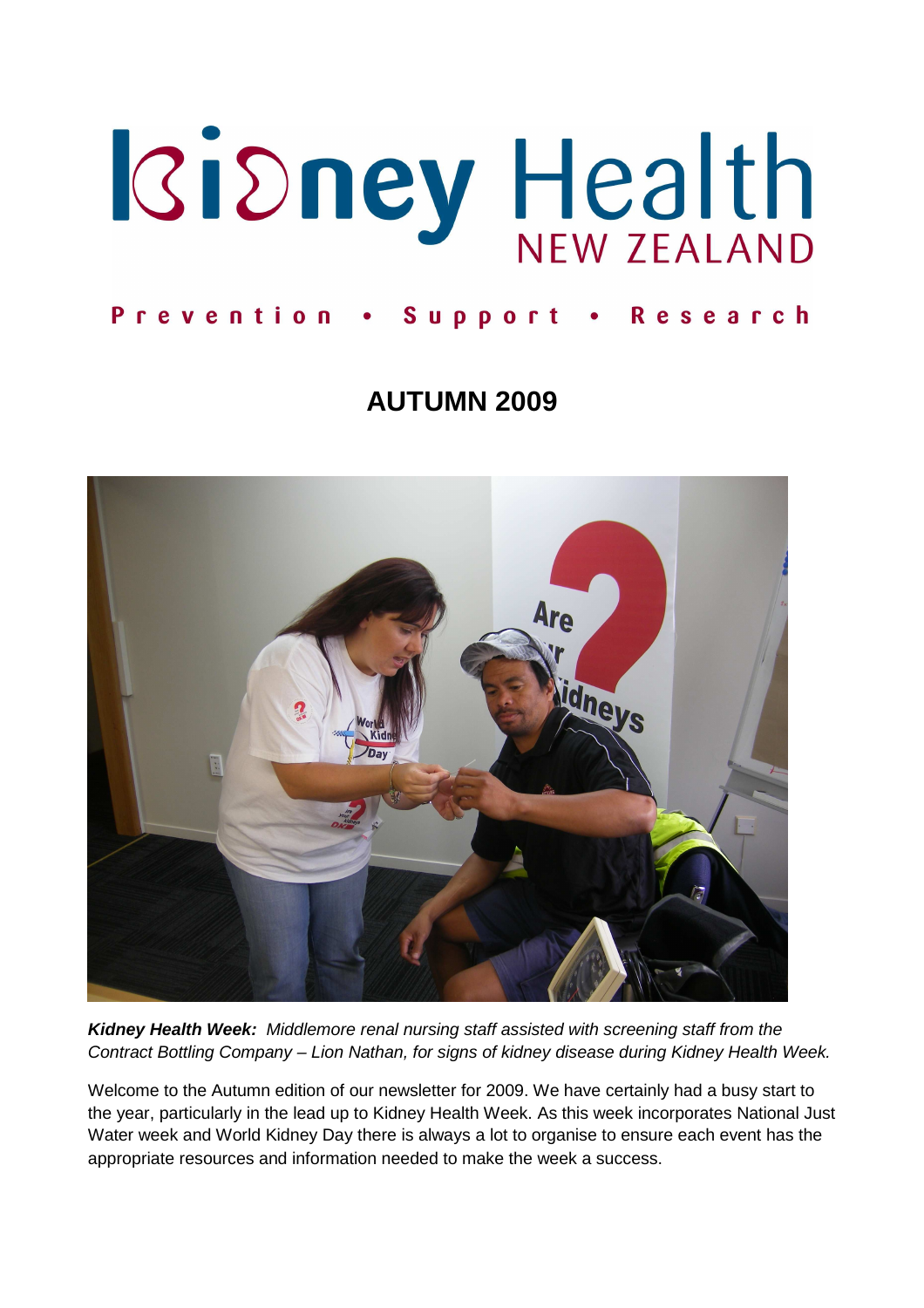# Kidney Health NEW ZEALAND

**Prevention • Support • Research**

## AUTUMN 2009

***Kidney Health Week:*** *Middlemore renal nursing staff assisted with screening staff from the Contract Bottling Company – Lion Nathan, for signs of kidney disease during Kidney Health Week.*

Welcome to the Autumn edition of our newsletter for 2009. We have certainly had a busy start to the year, particularly in the lead up to Kidney Health Week. As this week incorporates National Just Water week and World Kidney Day there is always a lot to organise to ensure each event has the appropriate resources and information needed to make the week a success.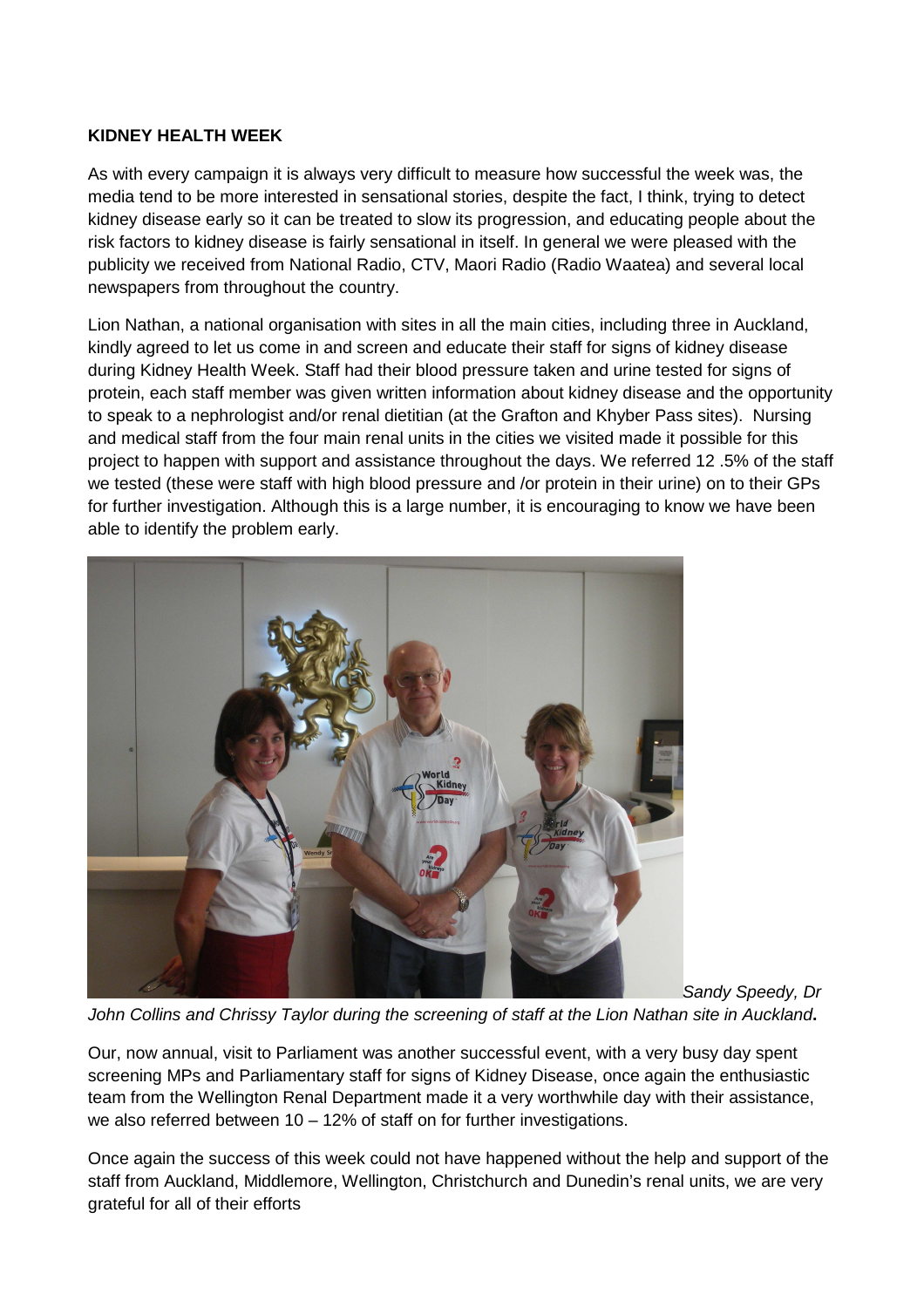**KIDNEY HEALTH WEEK**

As with every campaign it is always very difficult to measure how successful the week was, the media tend to be more interested in sensational stories, despite the fact, I think, trying to detect kidney disease early so it can be treated to slow its progression, and educating people about the risk factors to kidney disease is fairly sensational in itself. In general we were pleased with the publicity we received from National Radio, CTV, Maori Radio (Radio Waatea) and several local newspapers from throughout the country.

Lion Nathan, a national organisation with sites in all the main cities, including three in Auckland, kindly agreed to let us come in and screen and educate their staff for signs of kidney disease during Kidney Health Week. Staff had their blood pressure taken and urine tested for signs of protein, each staff member was given written information about kidney disease and the opportunity to speak to a nephrologist and/or renal dietitian (at the Grafton and Khyber Pass sites). Nursing and medical staff from the four main renal units in the cities we visited made it possible for this project to happen with support and assistance throughout the days. We referred 12 .5% of the staff we tested (these were staff with high blood pressure and /or protein in their urine) on to their GPs for further investigation. Although this is a large number, it is encouraging to know we have been able to identify the problem early.

*Sandy Speedy, Dr John Collins and Chrissy Taylor during the screening of staff at the Lion Nathan site in Auckland.*

Our, now annual, visit to Parliament was another successful event, with a very busy day spent screening MPs and Parliamentary staff for signs of Kidney Disease, once again the enthusiastic team from the Wellington Renal Department made it a very worthwhile day with their assistance, we also referred between 10 – 12% of staff on for further investigations.

Once again the success of this week could not have happened without the help and support of the staff from Auckland, Middlemore, Wellington, Christchurch and Dunedin's renal units, we are very grateful for all of their efforts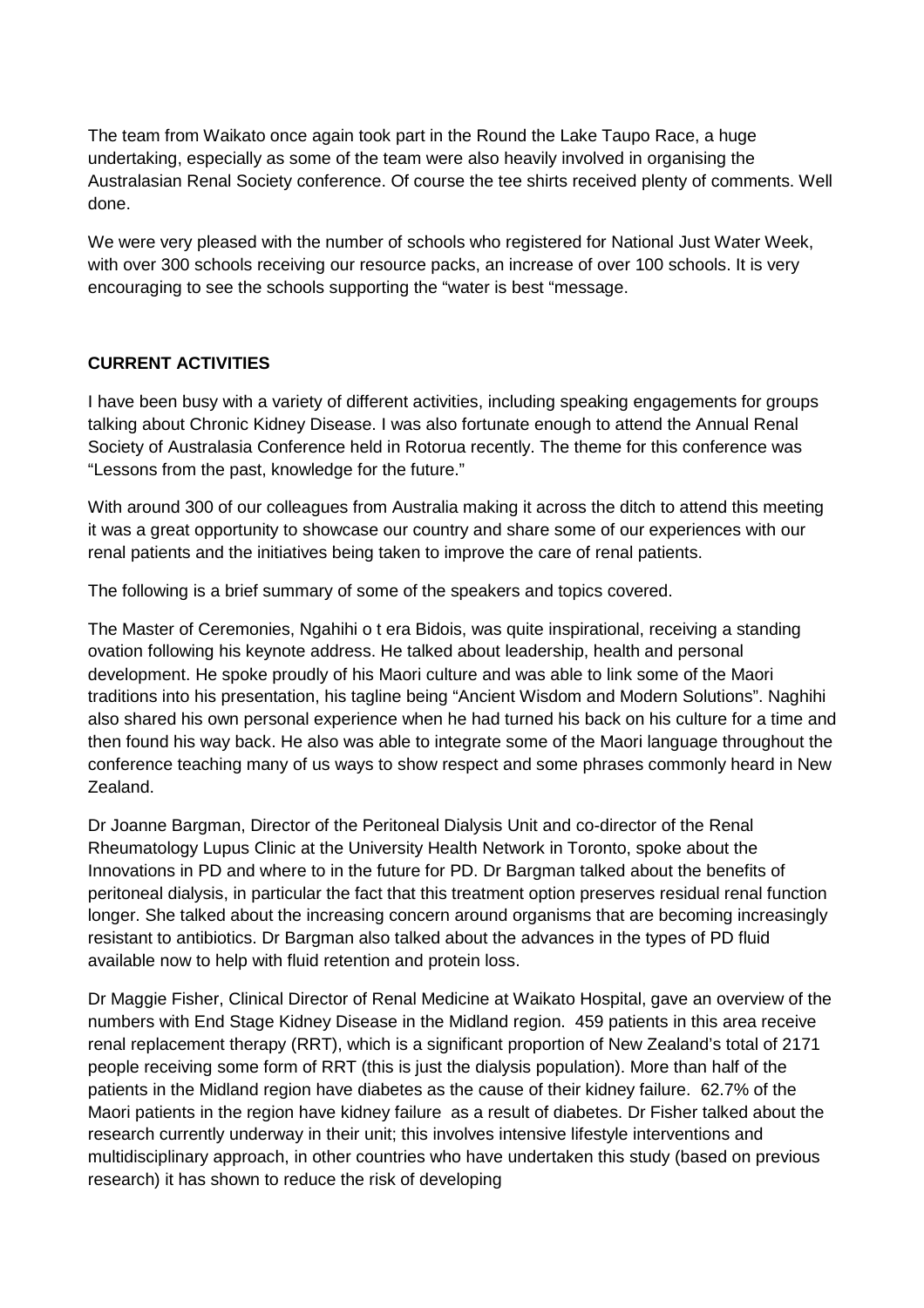The team from Waikato once again took part in the Round the Lake Taupo Race, a huge undertaking, especially as some of the team were also heavily involved in organising the Australasian Renal Society conference. Of course the tee shirts received plenty of comments. Well done.

We were very pleased with the number of schools who registered for National Just Water Week, with over 300 schools receiving our resource packs, an increase of over 100 schools. It is very encouraging to see the schools supporting the "water is best "message.

**CURRENT ACTIVITIES**

I have been busy with a variety of different activities, including speaking engagements for groups talking about Chronic Kidney Disease. I was also fortunate enough to attend the Annual Renal Society of Australasia Conference held in Rotorua recently. The theme for this conference was "Lessons from the past, knowledge for the future."

With around 300 of our colleagues from Australia making it across the ditch to attend this meeting it was a great opportunity to showcase our country and share some of our experiences with our renal patients and the initiatives being taken to improve the care of renal patients.

The following is a brief summary of some of the speakers and topics covered.

The Master of Ceremonies, Ngahihi o t era Bidois, was quite inspirational, receiving a standing ovation following his keynote address. He talked about leadership, health and personal development. He spoke proudly of his Maori culture and was able to link some of the Maori traditions into his presentation, his tagline being "Ancient Wisdom and Modern Solutions". Naghihi also shared his own personal experience when he had turned his back on his culture for a time and then found his way back. He also was able to integrate some of the Maori language throughout the conference teaching many of us ways to show respect and some phrases commonly heard in New Zealand.

Dr Joanne Bargman, Director of the Peritoneal Dialysis Unit and co-director of the Renal Rheumatology Lupus Clinic at the University Health Network in Toronto, spoke about the Innovations in PD and where to in the future for PD. Dr Bargman talked about the benefits of peritoneal dialysis, in particular the fact that this treatment option preserves residual renal function longer. She talked about the increasing concern around organisms that are becoming increasingly resistant to antibiotics. Dr Bargman also talked about the advances in the types of PD fluid available now to help with fluid retention and protein loss.

Dr Maggie Fisher, Clinical Director of Renal Medicine at Waikato Hospital, gave an overview of the numbers with End Stage Kidney Disease in the Midland region. 459 patients in this area receive renal replacement therapy (RRT), which is a significant proportion of New Zealand's total of 2171 people receiving some form of RRT (this is just the dialysis population). More than half of the patients in the Midland region have diabetes as the cause of their kidney failure. 62.7% of the Maori patients in the region have kidney failure as a result of diabetes. Dr Fisher talked about the research currently underway in their unit; this involves intensive lifestyle interventions and multidisciplinary approach, in other countries who have undertaken this study (based on previous research) it has shown to reduce the risk of developing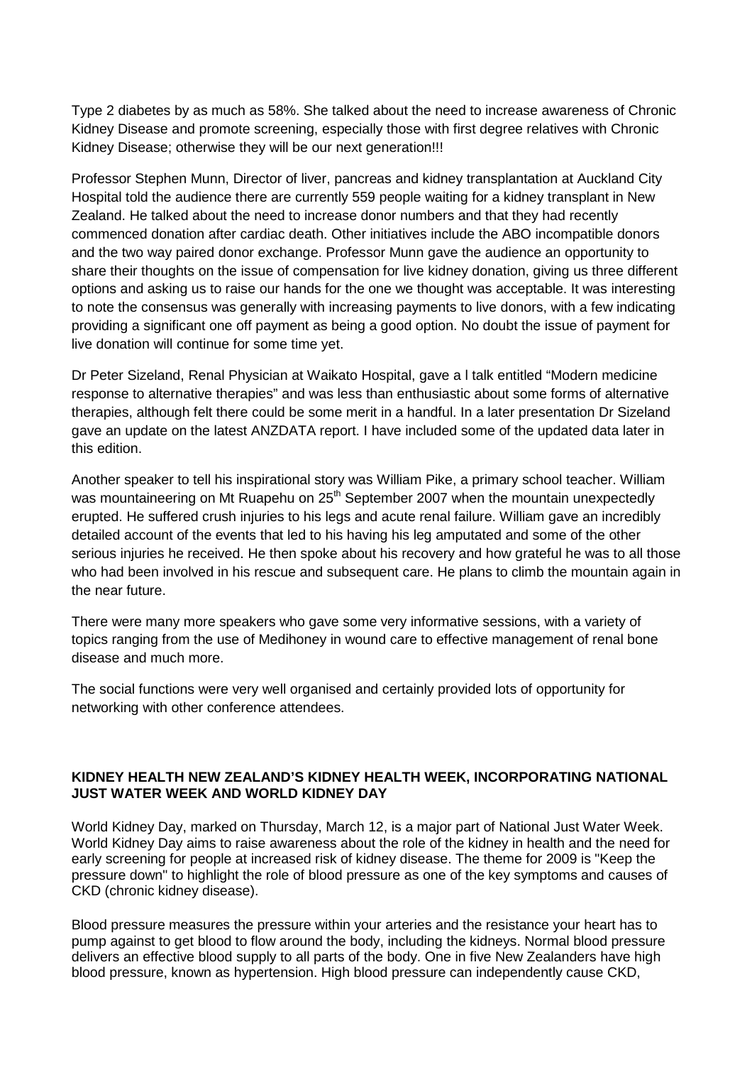Type 2 diabetes by as much as 58%. She talked about the need to increase awareness of Chronic Kidney Disease and promote screening, especially those with first degree relatives with Chronic Kidney Disease; otherwise they will be our next generation!!!

Professor Stephen Munn, Director of liver, pancreas and kidney transplantation at Auckland City Hospital told the audience there are currently 559 people waiting for a kidney transplant in New Zealand. He talked about the need to increase donor numbers and that they had recently commenced donation after cardiac death. Other initiatives include the ABO incompatible donors and the two way paired donor exchange. Professor Munn gave the audience an opportunity to share their thoughts on the issue of compensation for live kidney donation, giving us three different options and asking us to raise our hands for the one we thought was acceptable. It was interesting to note the consensus was generally with increasing payments to live donors, with a few indicating providing a significant one off payment as being a good option. No doubt the issue of payment for live donation will continue for some time yet.

Dr Peter Sizeland, Renal Physician at Waikato Hospital, gave a l talk entitled "Modern medicine response to alternative therapies" and was less than enthusiastic about some forms of alternative therapies, although felt there could be some merit in a handful. In a later presentation Dr Sizeland gave an update on the latest ANZDATA report. I have included some of the updated data later in this edition.

Another speaker to tell his inspirational story was William Pike, a primary school teacher. William was mountaineering on Mt Ruapehu on 25th September 2007 when the mountain unexpectedly erupted. He suffered crush injuries to his legs and acute renal failure. William gave an incredibly detailed account of the events that led to his having his leg amputated and some of the other serious injuries he received. He then spoke about his recovery and how grateful he was to all those who had been involved in his rescue and subsequent care. He plans to climb the mountain again in the near future.

There were many more speakers who gave some very informative sessions, with a variety of topics ranging from the use of Medihoney in wound care to effective management of renal bone disease and much more.

The social functions were very well organised and certainly provided lots of opportunity for networking with other conference attendees.

**KIDNEY HEALTH NEW ZEALAND'S KIDNEY HEALTH WEEK, INCORPORATING NATIONAL JUST WATER WEEK AND WORLD KIDNEY DAY**

World Kidney Day, marked on Thursday, March 12, is a major part of National Just Water Week. World Kidney Day aims to raise awareness about the role of the kidney in health and the need for early screening for people at increased risk of kidney disease. The theme for 2009 is "Keep the pressure down" to highlight the role of blood pressure as one of the key symptoms and causes of CKD (chronic kidney disease).

Blood pressure measures the pressure within your arteries and the resistance your heart has to pump against to get blood to flow around the body, including the kidneys. Normal blood pressure delivers an effective blood supply to all parts of the body. One in five New Zealanders have high blood pressure, known as hypertension. High blood pressure can independently cause CKD,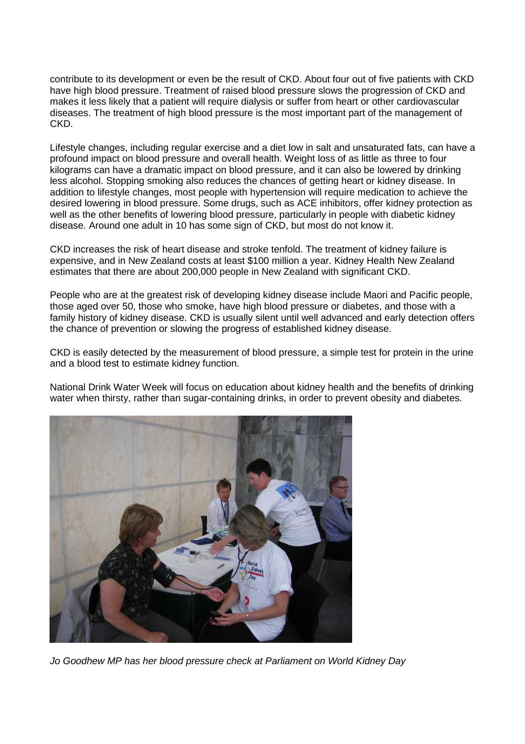contribute to its development or even be the result of CKD. About four out of five patients with CKD have high blood pressure. Treatment of raised blood pressure slows the progression of CKD and makes it less likely that a patient will require dialysis or suffer from heart or other cardiovascular diseases. The treatment of high blood pressure is the most important part of the management of CKD.

Lifestyle changes, including regular exercise and a diet low in salt and unsaturated fats, can have a profound impact on blood pressure and overall health. Weight loss of as little as three to four kilograms can have a dramatic impact on blood pressure, and it can also be lowered by drinking less alcohol. Stopping smoking also reduces the chances of getting heart or kidney disease. In addition to lifestyle changes, most people with hypertension will require medication to achieve the desired lowering in blood pressure. Some drugs, such as ACE inhibitors, offer kidney protection as well as the other benefits of lowering blood pressure, particularly in people with diabetic kidney disease. Around one adult in 10 has some sign of CKD, but most do not know it.

CKD increases the risk of heart disease and stroke tenfold. The treatment of kidney failure is expensive, and in New Zealand costs at least $100 million a year. Kidney Health New Zealand estimates that there are about 200,000 people in New Zealand with significant CKD.

People who are at the greatest risk of developing kidney disease include Maori and Pacific people, those aged over 50, those who smoke, have high blood pressure or diabetes, and those with a family history of kidney disease. CKD is usually silent until well advanced and early detection offers the chance of prevention or slowing the progress of established kidney disease.

CKD is easily detected by the measurement of blood pressure, a simple test for protein in the urine and a blood test to estimate kidney function.

National Drink Water Week will focus on education about kidney health and the benefits of drinking water when thirsty, rather than sugar-containing drinks, in order to prevent obesity and diabetes.

*Jo Goodhew MP has her blood pressure check at Parliament on World Kidney Day*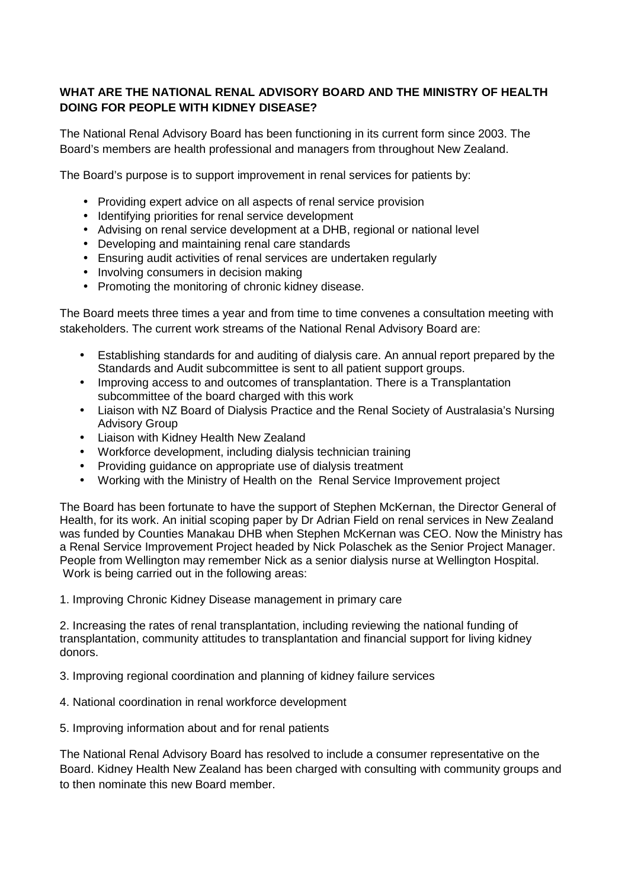**WHAT ARE THE NATIONAL RENAL ADVISORY BOARD AND THE MINISTRY OF HEALTH DOING FOR PEOPLE WITH KIDNEY DISEASE?**

The National Renal Advisory Board has been functioning in its current form since 2003. The Board's members are health professional and managers from throughout New Zealand.

The Board's purpose is to support improvement in renal services for patients by:

- Providing expert advice on all aspects of renal service provision
- Identifying priorities for renal service development
- Advising on renal service development at a DHB, regional or national level
- Developing and maintaining renal care standards
- Ensuring audit activities of renal services are undertaken regularly
- Involving consumers in decision making
- Promoting the monitoring of chronic kidney disease.

The Board meets three times a year and from time to time convenes a consultation meeting with stakeholders. The current work streams of the National Renal Advisory Board are:

- Establishing standards for and auditing of dialysis care. An annual report prepared by the Standards and Audit subcommittee is sent to all patient support groups.
- Improving access to and outcomes of transplantation. There is a Transplantation subcommittee of the board charged with this work
- Liaison with NZ Board of Dialysis Practice and the Renal Society of Australasia's Nursing Advisory Group
- Liaison with Kidney Health New Zealand
- Workforce development, including dialysis technician training
- Providing guidance on appropriate use of dialysis treatment
- Working with the Ministry of Health on the Renal Service Improvement project

The Board has been fortunate to have the support of Stephen McKernan, the Director General of Health, for its work. An initial scoping paper by Dr Adrian Field on renal services in New Zealand was funded by Counties Manakau DHB when Stephen McKernan was CEO. Now the Ministry has a Renal Service Improvement Project headed by Nick Polaschek as the Senior Project Manager. People from Wellington may remember Nick as a senior dialysis nurse at Wellington Hospital. Work is being carried out in the following areas:

1. Improving Chronic Kidney Disease management in primary care

2. Increasing the rates of renal transplantation, including reviewing the national funding of transplantation, community attitudes to transplantation and financial support for living kidney donors.

3. Improving regional coordination and planning of kidney failure services

4. National coordination in renal workforce development

5. Improving information about and for renal patients

The National Renal Advisory Board has resolved to include a consumer representative on the Board. Kidney Health New Zealand has been charged with consulting with community groups and to then nominate this new Board member.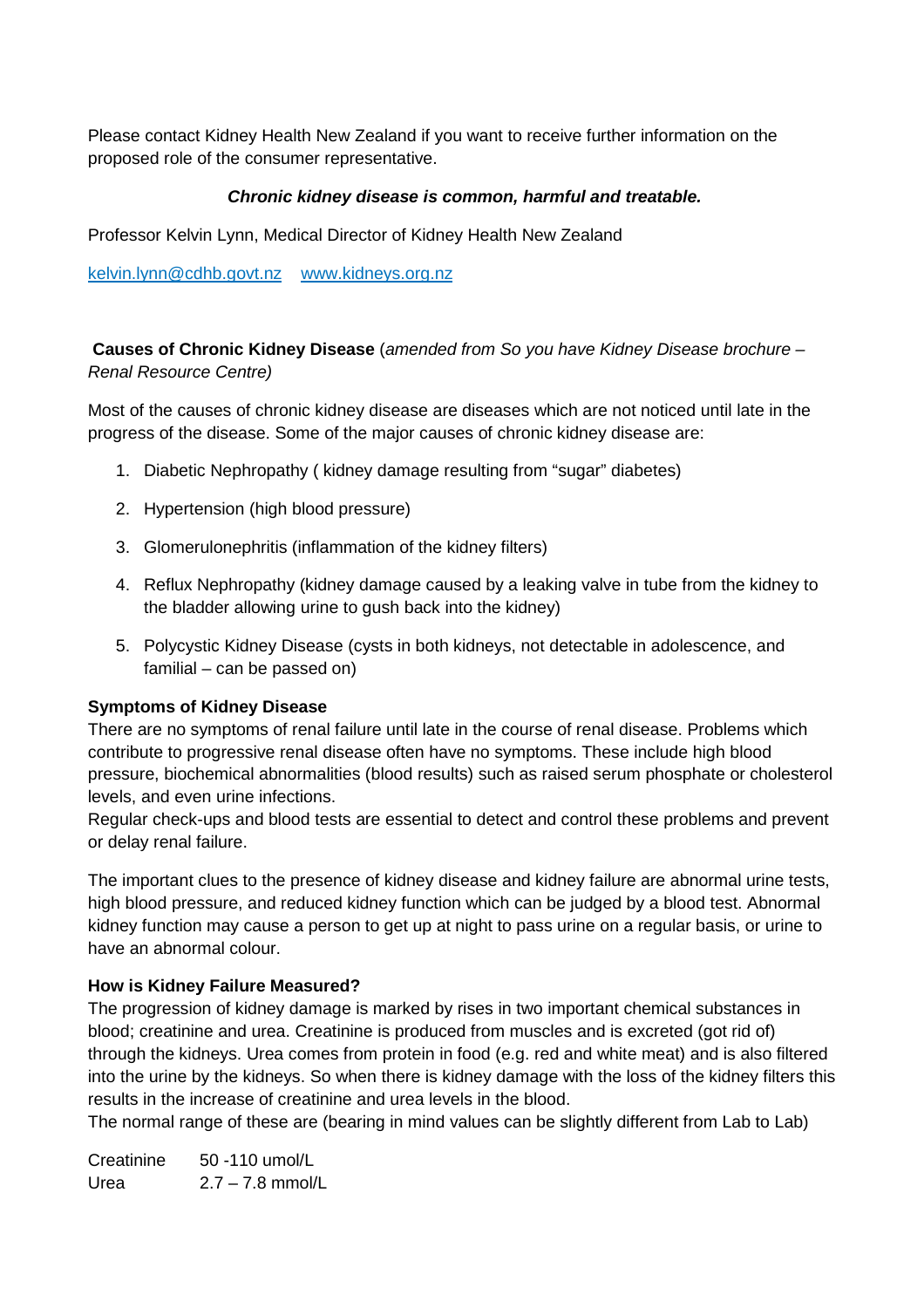Please contact Kidney Health New Zealand if you want to receive further information on the proposed role of the consumer representative.

***Chronic kidney disease is common, harmful and treatable.***

Professor Kelvin Lynn, Medical Director of Kidney Health New Zealand

[kelvin.lynn@cdhb.govt.nz](mailto:kelvin.lynn@cdhb.govt.nz) [www.kidneys.org.nz](http://www.kidneys.org.nz)

**Causes of Chronic Kidney Disease** (*amended from So you have Kidney Disease brochure – Renal Resource Centre)*

Most of the causes of chronic kidney disease are diseases which are not noticed until late in the progress of the disease. Some of the major causes of chronic kidney disease are:

1. Diabetic Nephropathy ( kidney damage resulting from "sugar" diabetes)
2. Hypertension (high blood pressure)
3. Glomerulonephritis (inflammation of the kidney filters)
4. Reflux Nephropathy (kidney damage caused by a leaking valve in tube from the kidney to the bladder allowing urine to gush back into the kidney)
5. Polycystic Kidney Disease (cysts in both kidneys, not detectable in adolescence, and familial – can be passed on)

**Symptoms of Kidney Disease**

There are no symptoms of renal failure until late in the course of renal disease. Problems which contribute to progressive renal disease often have no symptoms. These include high blood pressure, biochemical abnormalities (blood results) such as raised serum phosphate or cholesterol levels, and even urine infections.

Regular check-ups and blood tests are essential to detect and control these problems and prevent or delay renal failure.

The important clues to the presence of kidney disease and kidney failure are abnormal urine tests, high blood pressure, and reduced kidney function which can be judged by a blood test. Abnormal kidney function may cause a person to get up at night to pass urine on a regular basis, or urine to have an abnormal colour.

**How is Kidney Failure Measured?**

The progression of kidney damage is marked by rises in two important chemical substances in blood; creatinine and urea. Creatinine is produced from muscles and is excreted (got rid of) through the kidneys. Urea comes from protein in food (e.g. red and white meat) and is also filtered into the urine by the kidneys. So when there is kidney damage with the loss of the kidney filters this results in the increase of creatinine and urea levels in the blood.

The normal range of these are (bearing in mind values can be slightly different from Lab to Lab)

| | |
|---|---|
| Creatinine | 50 -110 umol/L |
| Urea | 2.7 – 7.8 mmol/L |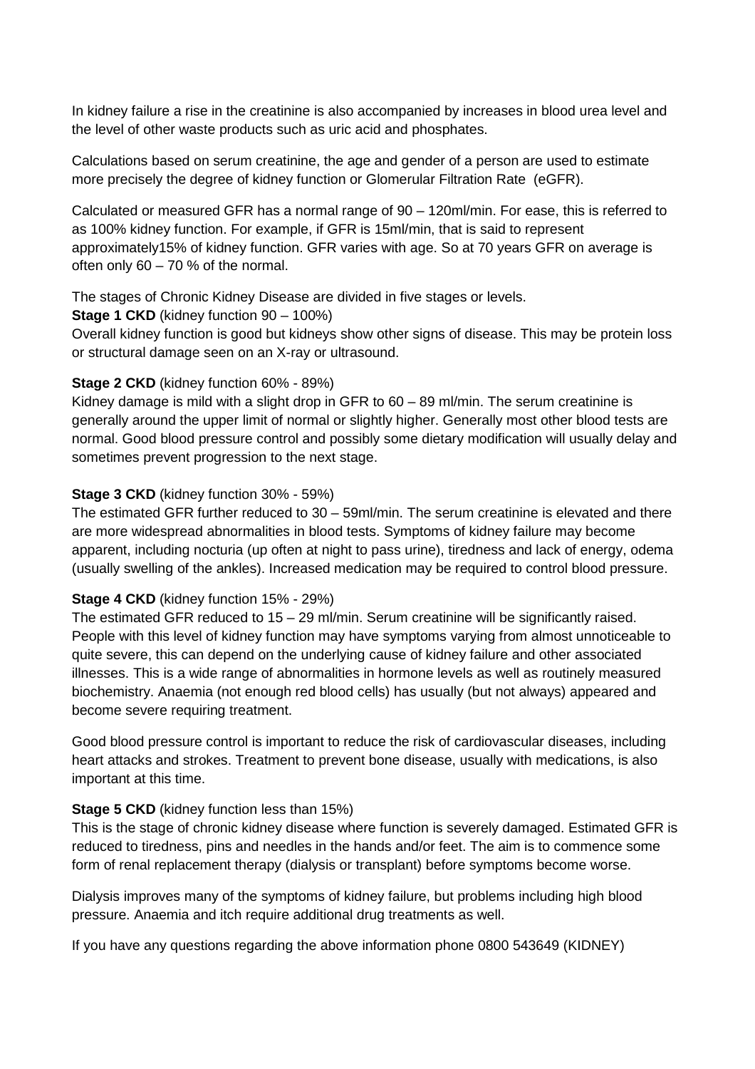In kidney failure a rise in the creatinine is also accompanied by increases in blood urea level and the level of other waste products such as uric acid and phosphates.

Calculations based on serum creatinine, the age and gender of a person are used to estimate more precisely the degree of kidney function or Glomerular Filtration Rate (eGFR).

Calculated or measured GFR has a normal range of 90 – 120ml/min. For ease, this is referred to as 100% kidney function. For example, if GFR is 15ml/min, that is said to represent approximately15% of kidney function. GFR varies with age. So at 70 years GFR on average is often only 60 – 70 % of the normal.

The stages of Chronic Kidney Disease are divided in five stages or levels.

**Stage 1 CKD** (kidney function 90 – 100%)
Overall kidney function is good but kidneys show other signs of disease. This may be protein loss or structural damage seen on an X-ray or ultrasound.

**Stage 2 CKD** (kidney function 60% - 89%)
Kidney damage is mild with a slight drop in GFR to 60 – 89 ml/min. The serum creatinine is generally around the upper limit of normal or slightly higher. Generally most other blood tests are normal. Good blood pressure control and possibly some dietary modification will usually delay and sometimes prevent progression to the next stage.

**Stage 3 CKD** (kidney function 30% - 59%)
The estimated GFR further reduced to 30 – 59ml/min. The serum creatinine is elevated and there are more widespread abnormalities in blood tests. Symptoms of kidney failure may become apparent, including nocturia (up often at night to pass urine), tiredness and lack of energy, odema (usually swelling of the ankles). Increased medication may be required to control blood pressure.

**Stage 4 CKD** (kidney function 15% - 29%)
The estimated GFR reduced to 15 – 29 ml/min. Serum creatinine will be significantly raised. People with this level of kidney function may have symptoms varying from almost unnoticeable to quite severe, this can depend on the underlying cause of kidney failure and other associated illnesses. This is a wide range of abnormalities in hormone levels as well as routinely measured biochemistry. Anaemia (not enough red blood cells) has usually (but not always) appeared and become severe requiring treatment.

Good blood pressure control is important to reduce the risk of cardiovascular diseases, including heart attacks and strokes. Treatment to prevent bone disease, usually with medications, is also important at this time.

**Stage 5 CKD** (kidney function less than 15%)
This is the stage of chronic kidney disease where function is severely damaged. Estimated GFR is reduced to tiredness, pins and needles in the hands and/or feet. The aim is to commence some form of renal replacement therapy (dialysis or transplant) before symptoms become worse.

Dialysis improves many of the symptoms of kidney failure, but problems including high blood pressure. Anaemia and itch require additional drug treatments as well.

If you have any questions regarding the above information phone 0800 543649 (KIDNEY)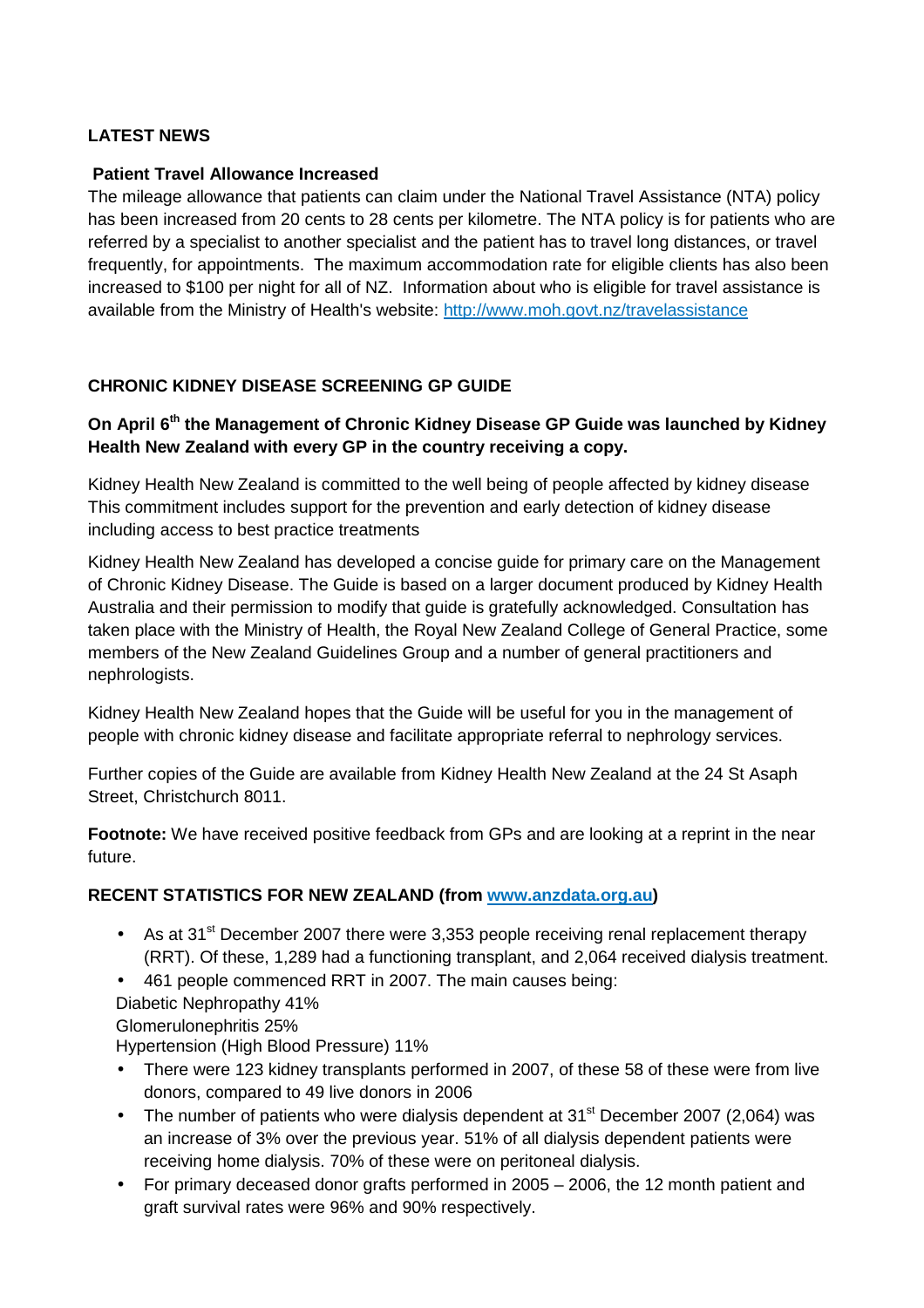## LATEST NEWS

### Patient Travel Allowance Increased

The mileage allowance that patients can claim under the National Travel Assistance (NTA) policy has been increased from 20 cents to 28 cents per kilometre. The NTA policy is for patients who are referred by a specialist to another specialist and the patient has to travel long distances, or travel frequently, for appointments. The maximum accommodation rate for eligible clients has also been increased to $100 per night for all of NZ. Information about who is eligible for travel assistance is available from the Ministry of Health's website: [http://www.moh.govt.nz/travelassistance](http://www.moh.govt.nz/travelassistance)

## CHRONIC KIDNEY DISEASE SCREENING GP GUIDE

**On April 6th the Management of Chronic Kidney Disease GP Guide was launched by Kidney Health New Zealand with every GP in the country receiving a copy.**

Kidney Health New Zealand is committed to the well being of people affected by kidney disease This commitment includes support for the prevention and early detection of kidney disease including access to best practice treatments

Kidney Health New Zealand has developed a concise guide for primary care on the Management of Chronic Kidney Disease. The Guide is based on a larger document produced by Kidney Health Australia and their permission to modify that guide is gratefully acknowledged. Consultation has taken place with the Ministry of Health, the Royal New Zealand College of General Practice, some members of the New Zealand Guidelines Group and a number of general practitioners and nephrologists.

Kidney Health New Zealand hopes that the Guide will be useful for you in the management of people with chronic kidney disease and facilitate appropriate referral to nephrology services.

Further copies of the Guide are available from Kidney Health New Zealand at the 24 St Asaph Street, Christchurch 8011.

**Footnote:** We have received positive feedback from GPs and are looking at a reprint in the near future.

## RECENT STATISTICS FOR NEW ZEALAND (from [www.anzdata.org.au](http://www.anzdata.org.au))

- As at 31st December 2007 there were 3,353 people receiving renal replacement therapy (RRT). Of these, 1,289 had a functioning transplant, and 2,064 received dialysis treatment.
- 461 people commenced RRT in 2007. The main causes being:

  Diabetic Nephropathy 41%

  Glomerulonephritis 25%

  Hypertension (High Blood Pressure) 11%
- There were 123 kidney transplants performed in 2007, of these 58 of these were from live donors, compared to 49 live donors in 2006
- The number of patients who were dialysis dependent at 31st December 2007 (2,064) was an increase of 3% over the previous year. 51% of all dialysis dependent patients were receiving home dialysis. 70% of these were on peritoneal dialysis.
- For primary deceased donor grafts performed in 2005 – 2006, the 12 month patient and graft survival rates were 96% and 90% respectively.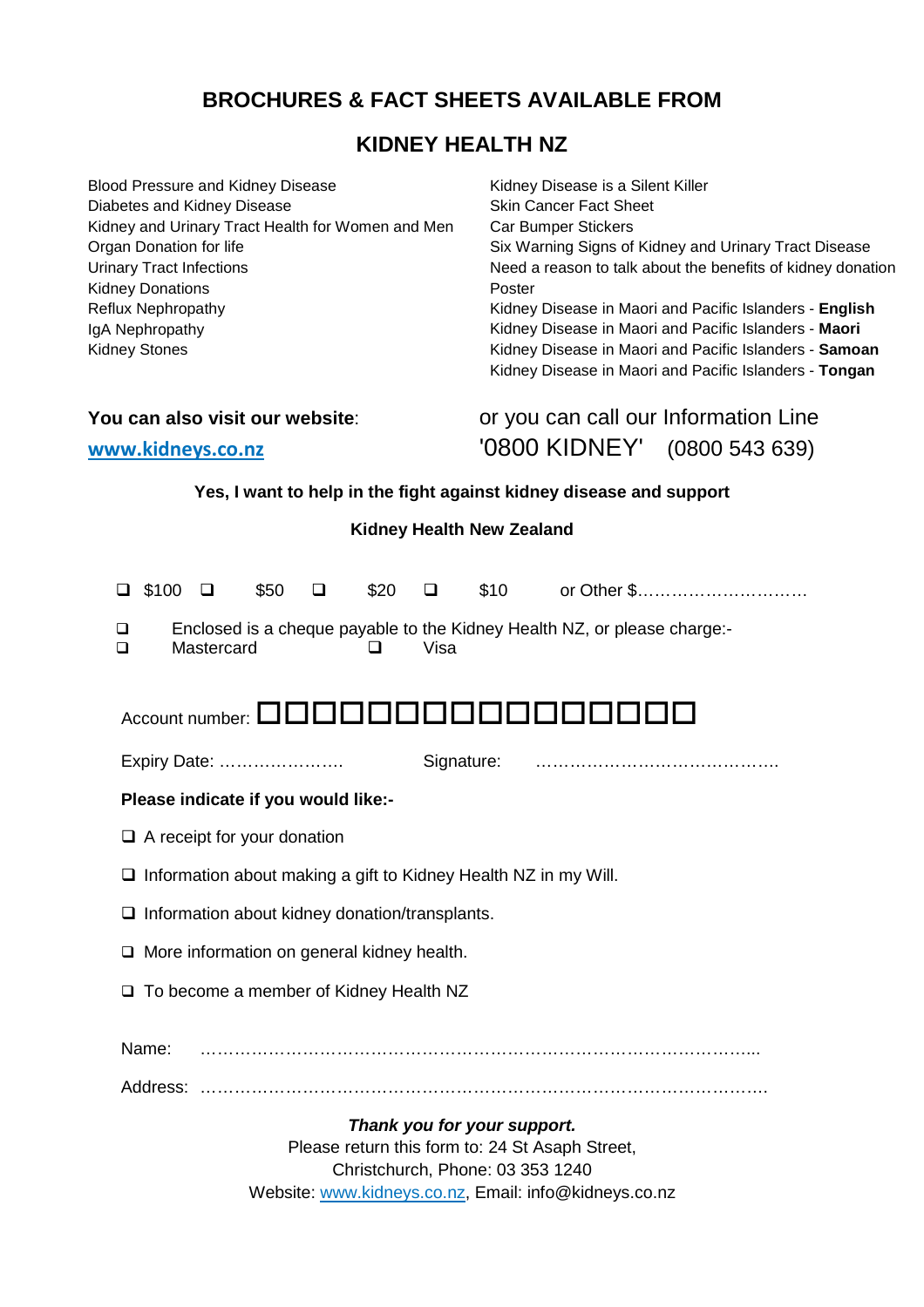## BROCHURES & FACT SHEETS AVAILABLE FROM

## KIDNEY HEALTH NZ

Blood Pressure and Kidney Disease
Diabetes and Kidney Disease
Kidney and Urinary Tract Health for Women and Men
Organ Donation for life
Urinary Tract Infections
Kidney Donations
Reflux Nephropathy
IgA Nephropathy
Kidney Stones

Kidney Disease is a Silent Killer
Skin Cancer Fact Sheet
Car Bumper Stickers
Six Warning Signs of Kidney and Urinary Tract Disease
Need a reason to talk about the benefits of kidney donation
Poster
Kidney Disease in Maori and Pacific Islanders - **English**
Kidney Disease in Maori and Pacific Islanders - **Maori**
Kidney Disease in Maori and Pacific Islanders - **Samoan**
Kidney Disease in Maori and Pacific Islanders - **Tongan**

**You can also visit our website**:

**[www.kidneys.co.nz](www.kidneys.co.nz)**

or you can call our Information Line
'0800 KIDNEY' (0800 543 639)

**Yes, I want to help in the fight against kidney disease and support**

**Kidney Health New Zealand**

❑ $100 ❑ $50 ❑ $20 ❑ $10 or Other $…………………………

❑ Enclosed is a cheque payable to the Kidney Health NZ, or please charge:-
❑ Mastercard ❑ Visa

Account number: ❑❑❑❑❑❑❑❑❑❑❑❑❑❑❑❑

Expiry Date: …………………. Signature: …………………………………….

**Please indicate if you would like:-**

❑ A receipt for your donation

❑ Information about making a gift to Kidney Health NZ in my Will.

❑ Information about kidney donation/transplants.

❑ More information on general kidney health.

❑ To become a member of Kidney Health NZ

Name: ……………………………………………………………………………………...

Address: ……………………………………………………………………………………….

***Thank you for your support.***
Please return this form to: 24 St Asaph Street,
Christchurch, Phone: 03 353 1240
Website: [www.kidneys.co.nz](www.kidneys.co.nz), Email: info@kidneys.co.nz